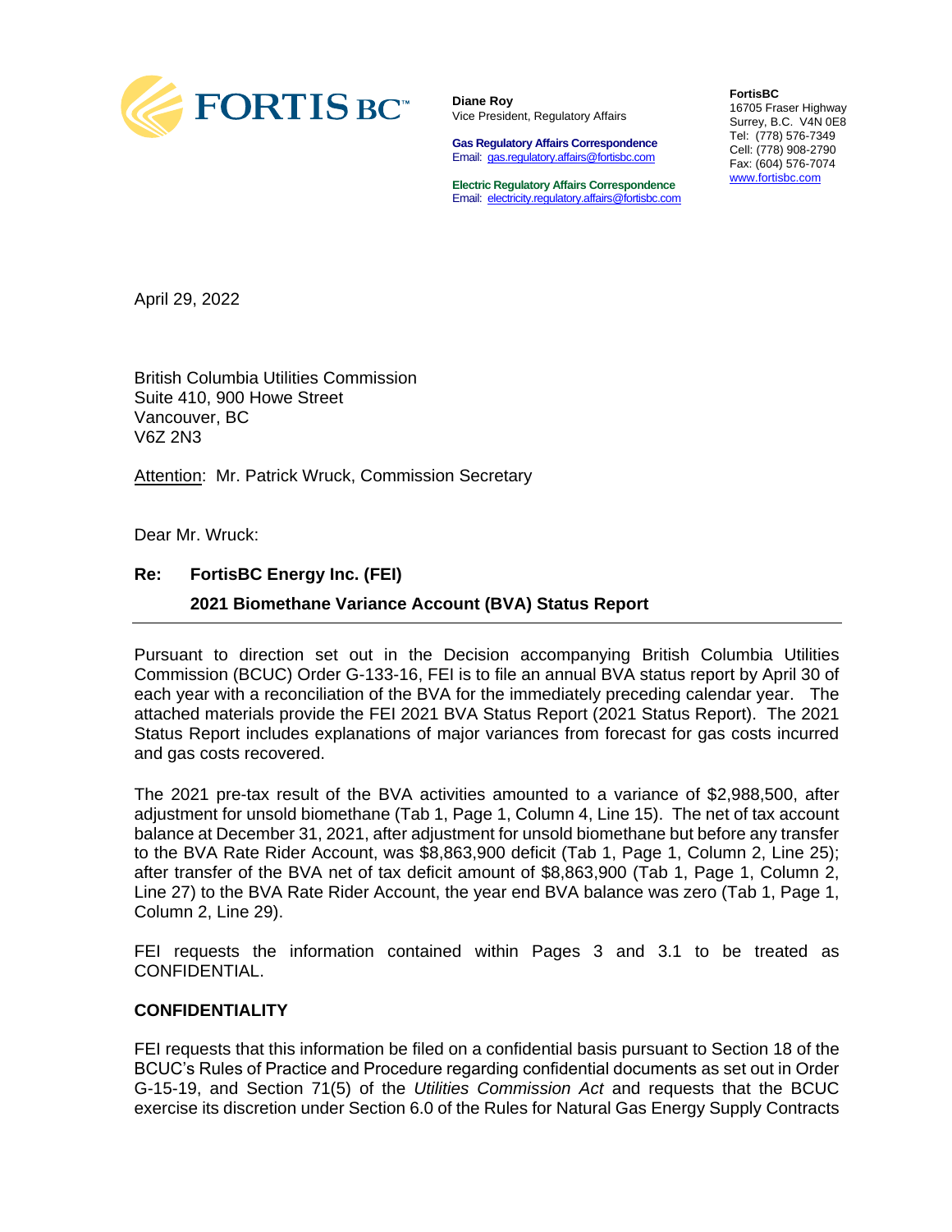FORTIS BC™

**Diane Roy**
Vice President, Regulatory Affairs

**Gas Regulatory Affairs Correspondence**
Email: gas.regulatory.affairs@fortisbc.com

**Electric Regulatory Affairs Correspondence**
Email: electricity.regulatory.affairs@fortisbc.com

**FortisBC**
16705 Fraser Highway
Surrey, B.C. V4N 0E8
Tel: (778) 576-7349
Cell: (778) 908-2790
Fax: (604) 576-7074
www.fortisbc.com

April 29, 2022

British Columbia Utilities Commission
Suite 410, 900 Howe Street
Vancouver, BC
V6Z 2N3

Attention: Mr. Patrick Wruck, Commission Secretary

Dear Mr. Wruck:

**Re: FortisBC Energy Inc. (FEI)**

**2021 Biomethane Variance Account (BVA) Status Report**

Pursuant to direction set out in the Decision accompanying British Columbia Utilities Commission (BCUC) Order G-133-16, FEI is to file an annual BVA status report by April 30 of each year with a reconciliation of the BVA for the immediately preceding calendar year. The attached materials provide the FEI 2021 BVA Status Report (2021 Status Report). The 2021 Status Report includes explanations of major variances from forecast for gas costs incurred and gas costs recovered.

The 2021 pre-tax result of the BVA activities amounted to a variance of $2,988,500, after adjustment for unsold biomethane (Tab 1, Page 1, Column 4, Line 15). The net of tax account balance at December 31, 2021, after adjustment for unsold biomethane but before any transfer to the BVA Rate Rider Account, was $8,863,900 deficit (Tab 1, Page 1, Column 2, Line 25); after transfer of the BVA net of tax deficit amount of $8,863,900 (Tab 1, Page 1, Column 2, Line 27) to the BVA Rate Rider Account, the year end BVA balance was zero (Tab 1, Page 1, Column 2, Line 29).

FEI requests the information contained within Pages 3 and 3.1 to be treated as CONFIDENTIAL.

**CONFIDENTIALITY**

FEI requests that this information be filed on a confidential basis pursuant to Section 18 of the BCUC's Rules of Practice and Procedure regarding confidential documents as set out in Order G-15-19, and Section 71(5) of the *Utilities Commission Act* and requests that the BCUC exercise its discretion under Section 6.0 of the Rules for Natural Gas Energy Supply Contracts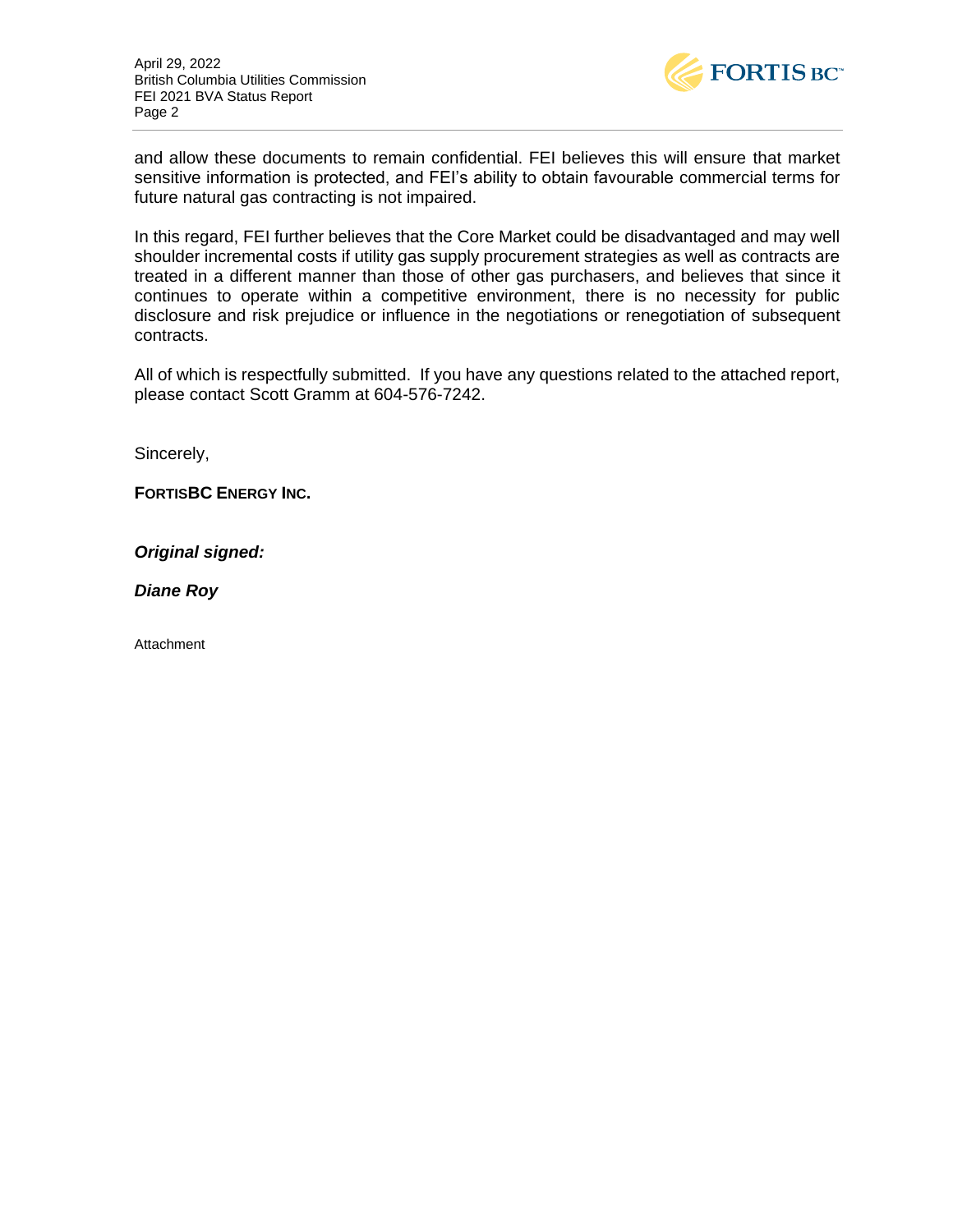and allow these documents to remain confidential. FEI believes this will ensure that market sensitive information is protected, and FEI's ability to obtain favourable commercial terms for future natural gas contracting is not impaired.

In this regard, FEI further believes that the Core Market could be disadvantaged and may well shoulder incremental costs if utility gas supply procurement strategies as well as contracts are treated in a different manner than those of other gas purchasers, and believes that since it continues to operate within a competitive environment, there is no necessity for public disclosure and risk prejudice or influence in the negotiations or renegotiation of subsequent contracts.

All of which is respectfully submitted. If you have any questions related to the attached report, please contact Scott Gramm at 604-576-7242.

Sincerely,

**FORTISBC ENERGY INC.**

***Original signed:***

***Diane Roy***

Attachment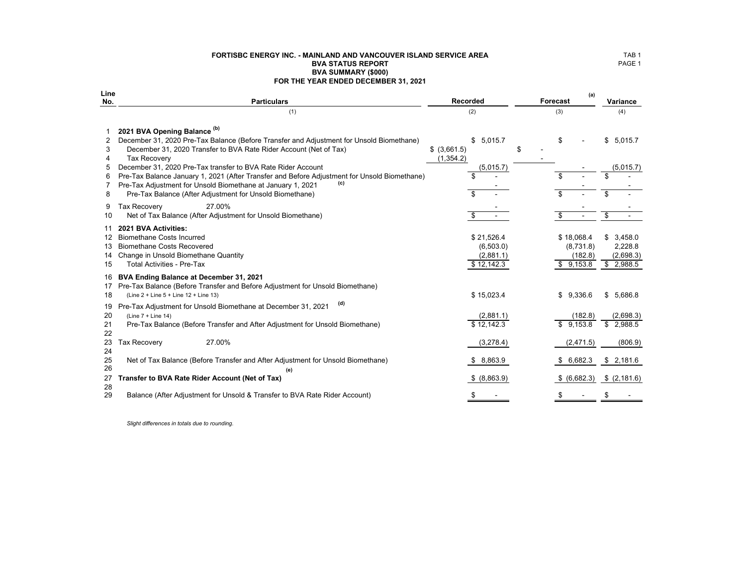**FORTISBC ENERGY INC. - MAINLAND AND VANCOUVER ISLAND SERVICE AREA**
**BVA STATUS REPORT**
**BVA SUMMARY ($000)**
**FOR THE YEAR ENDED DECEMBER 31, 2021**

TAB 1
PAGE 1

| Line No. | Particulars | | Recorded | | Forecast [(a)] | Variance |
|---|---|---|---|---|---|---|
| | (1) | | (2) | | (3) | (4) |
| 1 | **2021 BVA Opening Balance** [(b)] | | | | | |
| 2 | December 31, 2020 Pre-Tax Balance (Before Transfer and Adjustment for Unsold Biomethane) | | $ 5,015.7 | | $ - | $ 5,015.7 |
| 3 | December 31, 2020 Transfer to BVA Rate Rider Account (Net of Tax) | $ (3,661.5) | | $ - | | |
| 4 | Tax Recovery | (1,354.2) | | - | | |
| 5 | December 31, 2020 Pre-Tax transfer to BVA Rate Rider Account | | (5,015.7) | | - | (5,015.7) |
| 6 | Pre-Tax Balance January 1, 2021 (After Transfer and Before Adjustment for Unsold Biomethane) | | $ - | | $ - | $ - |
| 7 | Pre-Tax Adjustment for Unsold Biomethane at January 1, 2021 [(c)] | | - | | - | - |
| 8 | Pre-Tax Balance (After Adjustment for Unsold Biomethane) | | $ - | | $ - | $ - |
| 9 | Tax Recovery 27.00% | | - | | - | - |
| 10 | Net of Tax Balance (After Adjustment for Unsold Biomethane) | | $ - | | $ - | $ - |
| 11 | **2021 BVA Activities:** | | | | | |
| 12 | Biomethane Costs Incurred | | $ 21,526.4 | | $ 18,068.4 | $ 3,458.0 |
| 13 | Biomethane Costs Recovered | | (6,503.0) | | (8,731.8) | 2,228.8 |
| 14 | Change in Unsold Biomethane Quantity | | (2,881.1) | | (182.8) | (2,698.3) |
| 15 | Total Activities - Pre-Tax | | $ 12,142.3 | | $ 9,153.8 | $ 2,988.5 |
| 16 | **BVA Ending Balance at December 31, 2021** | | | | | |
| 17 | Pre-Tax Balance (Before Transfer and Before Adjustment for Unsold Biomethane) | | | | | |
| 18 | (Line 2 + Line 5 + Line 12 + Line 13) | | $ 15,023.4 | | $ 9,336.6 | $ 5,686.8 |
| 19 | Pre-Tax Adjustment for Unsold Biomethane at December 31, 2021 [(d)] | | | | | |
| 20 | (Line 7 + Line 14) | | (2,881.1) | | (182.8) | (2,698.3) |
| 21 | Pre-Tax Balance (Before Transfer and After Adjustment for Unsold Biomethane) | | $ 12,142.3 | | $ 9,153.8 | $ 2,988.5 |
| 22 | | | | | | |
| 23 | Tax Recovery 27.00% | | (3,278.4) | | (2,471.5) | (806.9) |
| 24 | | | | | | |
| 25 | Net of Tax Balance (Before Transfer and After Adjustment for Unsold Biomethane) | | $ 8,863.9 | | $ 6,682.3 | $ 2,181.6 |
| 26 | [(e)] | | | | | |
| 27 | **Transfer to BVA Rate Rider Account (Net of Tax)** | | $ (8,863.9) | | $ (6,682.3) | $ (2,181.6) |
| 28 | | | | | | |
| 29 | Balance (After Adjustment for Unsold & Transfer to BVA Rate Rider Account) | | $ - | | $ - | $ - |

*Slight differences in totals due to rounding.*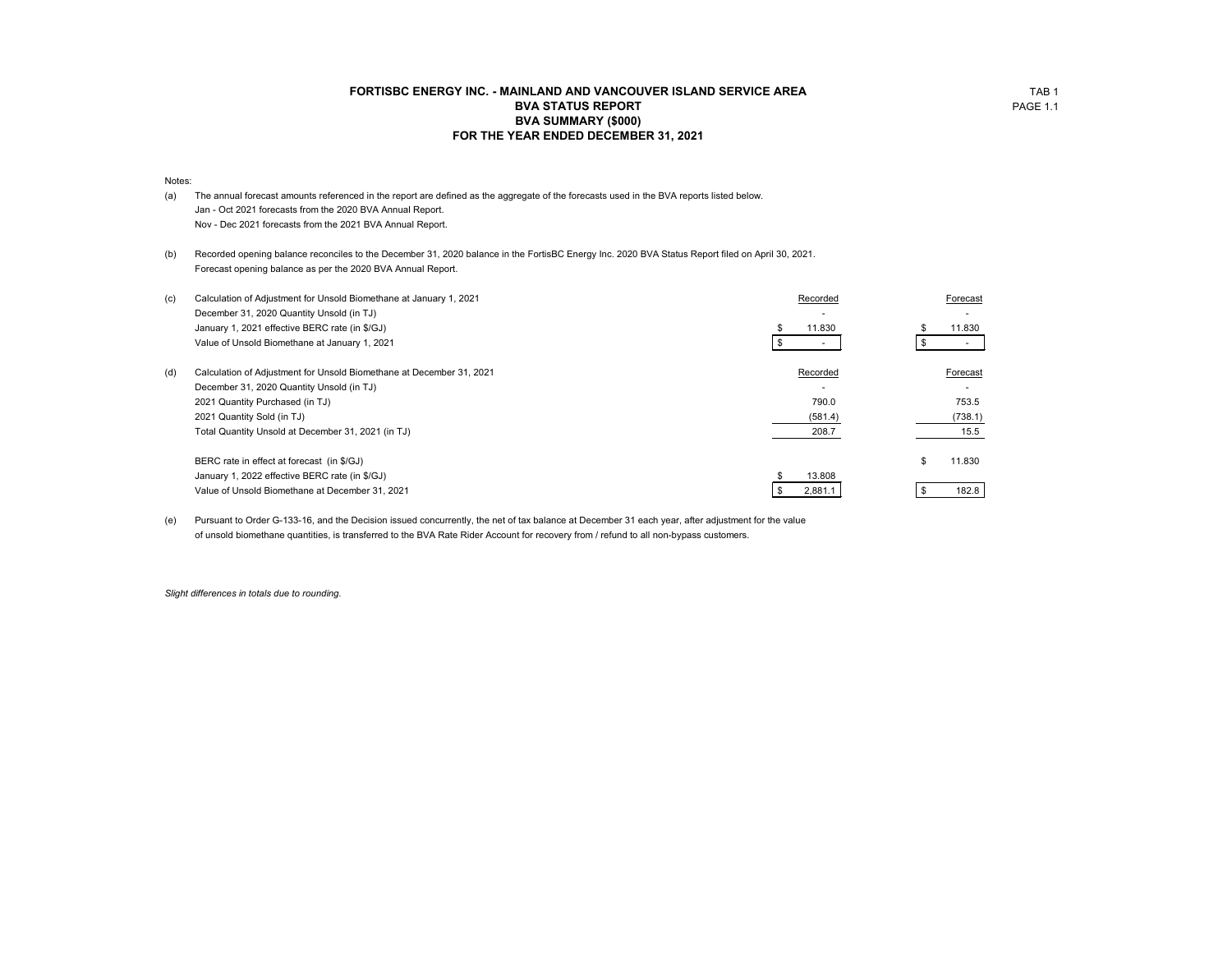# FORTISBC ENERGY INC. - MAINLAND AND VANCOUVER ISLAND SERVICE AREA
## BVA STATUS REPORT
## BVA SUMMARY ($000)
## FOR THE YEAR ENDED DECEMBER 31, 2021

Notes:

(a) The annual forecast amounts referenced in the report are defined as the aggregate of the forecasts used in the BVA reports listed below.
Jan - Oct 2021 forecasts from the 2020 BVA Annual Report.
Nov - Dec 2021 forecasts from the 2021 BVA Annual Report.

(b) Recorded opening balance reconciles to the December 31, 2020 balance in the FortisBC Energy Inc. 2020 BVA Status Report filed on April 30, 2021.
Forecast opening balance as per the 2020 BVA Annual Report.

(c) Calculation of Adjustment for Unsold Biomethane at January 1, 2021

| | Recorded | Forecast |
|---|---|---|
| December 31, 2020 Quantity Unsold (in TJ) | - | - |
| January 1, 2021 effective BERC rate (in $/GJ) | $ 11.830 | $ 11.830 |
| Value of Unsold Biomethane at January 1, 2021 | $ - | $ - |

(d) Calculation of Adjustment for Unsold Biomethane at December 31, 2021

| | Recorded | Forecast |
|---|---|---|
| December 31, 2020 Quantity Unsold (in TJ) | - | - |
| 2021 Quantity Purchased (in TJ) | 790.0 | 753.5 |
| 2021 Quantity Sold (in TJ) | (581.4) | (738.1) |
| Total Quantity Unsold at December 31, 2021 (in TJ) | 208.7 | 15.5 |
| BERC rate in effect at forecast (in $/GJ) | | $ 11.830 |
| January 1, 2022 effective BERC rate (in $/GJ) | $ 13.808 | |
| Value of Unsold Biomethane at December 31, 2021 | $ 2,881.1 | $ 182.8 |

(e) Pursuant to Order G-133-16, and the Decision issued concurrently, the net of tax balance at December 31 each year, after adjustment for the value of unsold biomethane quantities, is transferred to the BVA Rate Rider Account for recovery from / refund to all non-bypass customers.

*Slight differences in totals due to rounding.*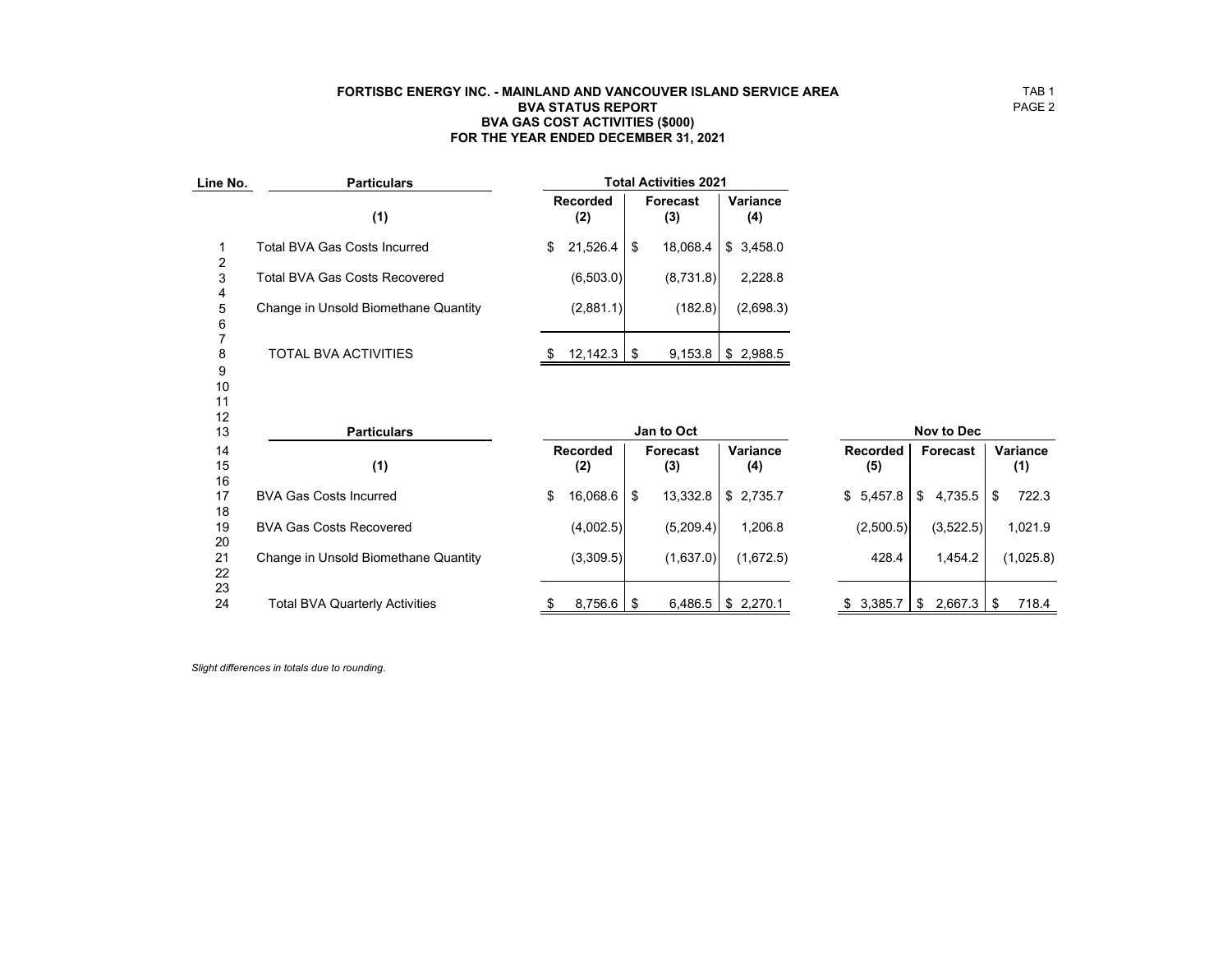**FORTISBC ENERGY INC. - MAINLAND AND VANCOUVER ISLAND SERVICE AREA**
**BVA STATUS REPORT**
**BVA GAS COST ACTIVITIES ($000)**
**FOR THE YEAR ENDED DECEMBER 31, 2021**

| Line No. | Particulars | Total Activities 2021 | | |
|---|---|---|---|---|
| | | Recorded | Forecast | Variance |
| | (1) | (2) | (3) | (4) |
| 1 | Total BVA Gas Costs Incurred | $ 21,526.4 | $ 18,068.4 | $ 3,458.0 |
| 2 | | | | |
| 3 | Total BVA Gas Costs Recovered | (6,503.0) | (8,731.8) | 2,228.8 |
| 4 | | | | |
| 5 | Change in Unsold Biomethane Quantity | (2,881.1) | (182.8) | (2,698.3) |
| 6 | | | | |
| 7 | | | | |
| 8 | TOTAL BVA ACTIVITIES | $ 12,142.3 | $ 9,153.8 | $ 2,988.5 |
| 9 | | | | |
| 10 | | | | |
| 11 | | | | |
| 12 | | | | |

| Line No. | Particulars | Jan to Oct | | | Nov to Dec | | |
|---|---|---|---|---|---|---|---|
| 13 | | Recorded | Forecast | Variance | Recorded | Forecast | Variance |
| 14 | | | | | | | |
| 15 | (1) | (2) | (3) | (4) | (5) | | (1) |
| 16 | | | | | | | |
| 17 | BVA Gas Costs Incurred | $ 16,068.6 | $ 13,332.8 | $ 2,735.7 | $ 5,457.8 | $ 4,735.5 | $ 722.3 |
| 18 | | | | | | | |
| 19 | BVA Gas Costs Recovered | (4,002.5) | (5,209.4) | 1,206.8 | (2,500.5) | (3,522.5) | 1,021.9 |
| 20 | | | | | | | |
| 21 | Change in Unsold Biomethane Quantity | (3,309.5) | (1,637.0) | (1,672.5) | 428.4 | 1,454.2 | (1,025.8) |
| 22 | | | | | | | |
| 23 | | | | | | | |
| 24 | Total BVA Quarterly Activities | $ 8,756.6 | $ 6,486.5 | $ 2,270.1 | $ 3,385.7 | $ 2,667.3 | $ 718.4 |

*Slight differences in totals due to rounding.*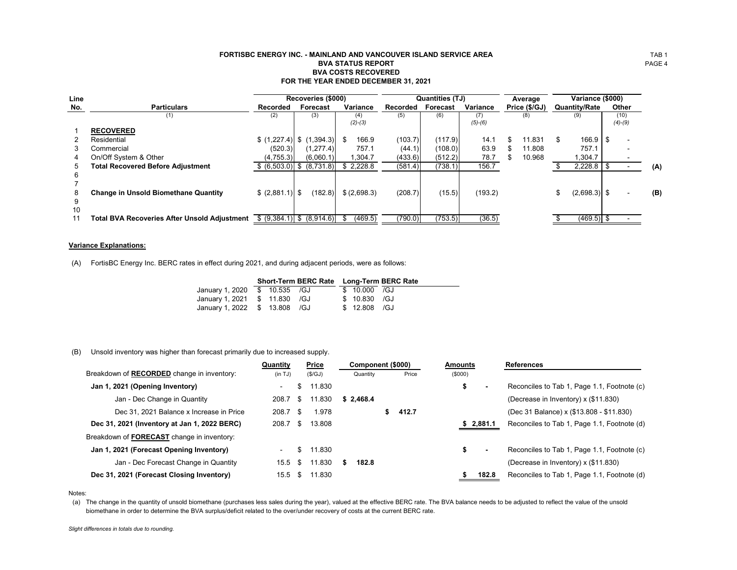# FORTISBC ENERGY INC. - MAINLAND AND VANCOUVER ISLAND SERVICE AREA
## BVA STATUS REPORT
## BVA COSTS RECOVERED
## FOR THE YEAR ENDED DECEMBER 31, 2021

TAB 1
PAGE 4

| Line No. | Particulars | Recoveries ($000) Recorded | Forecast | Variance | Quantities (TJ) Recorded | Forecast | Variance | Average Price ($/GJ) | Variance ($000) Quantity/Rate | Other | |
|---|---|---|---|---|---|---|---|---|---|---|---|
| | (1) | (2) | (3) | (4) (2)-(3) | (5) | (6) | (7) (5)-(6) | (8) | (9) | (10) (4)-(9) | |
| 1 | **RECOVERED** | | | | | | | | | | |
| 2 | Residential | $ (1,227.4) | $ (1,394.3) | $ 166.9 | (103.7) | (117.9) | 14.1 | $ 11.831 | $ 166.9 | $ - | |
| 3 | Commercial | (520.3) | (1,277.4) | 757.1 | (44.1) | (108.0) | 63.9 | $ 11.808 | 757.1 | - | |
| 4 | On/Off System & Other | (4,755.3) | (6,060.1) | 1,304.7 | (433.6) | (512.2) | 78.7 | $ 10.968 | 1,304.7 | - | |
| 5 | **Total Recovered Before Adjustment** | $ (6,503.0) | $ (8,731.8) | $ 2,228.8 | (581.4) | (738.1) | 156.7 | | $ 2,228.8 | $ - | **(A)** |
| 6 | | | | | | | | | | | |
| 7 | | | | | | | | | | | |
| 8 | **Change in Unsold Biomethane Quantity** | $ (2,881.1) | $ (182.8) | $ (2,698.3) | (208.7) | (15.5) | (193.2) | | $ (2,698.3) | $ - | **(B)** |
| 9 | | | | | | | | | | | |
| 10 | | | | | | | | | | | |
| 11 | **Total BVA Recoveries After Unsold Adjustment** | $ (9,384.1) | $ (8,914.6) | $ (469.5) | (790.0) | (753.5) | (36.5) | | $ (469.5) | $ - | |

**Variance Explanations:**

(A) FortisBC Energy Inc. BERC rates in effect during 2021, and during adjacent periods, were as follows:

| | Short-Term BERC Rate | Long-Term BERC Rate |
|---|---|---|
| January 1, 2020 | $ 10.535 /GJ | $ 10.000 /GJ |
| January 1, 2021 | $ 11.830 /GJ | $ 10.830 /GJ |
| January 1, 2022 | $ 13.808 /GJ | $ 12.808 /GJ |

(B) Unsold inventory was higher than forecast primarily due to increased supply.

| | Quantity (in TJ) | Price ($/GJ) | Component ($000) Quantity | Price | Amounts ($000) | References |
|---|---|---|---|---|---|---|
| Breakdown of **RECORDED** change in inventory: | | | | | | |
| **Jan 1, 2021 (Opening Inventory)** | - | $ 11.830 | | | $ - | Reconciles to Tab 1, Page 1.1, Footnote (c) |
| Jan - Dec Change in Quantity | 208.7 | $ 11.830 | $ 2,468.4 | | | (Decrease in Inventory) x ($11.830) |
| Dec 31, 2021 Balance x Increase in Price | 208.7 | $ 1.978 | | $ 412.7 | | (Dec 31 Balance) x ($13.808 - $11.830) |
| **Dec 31, 2021 (Inventory at Jan 1, 2022 BERC)** | 208.7 | $ 13.808 | | | $ 2,881.1 | Reconciles to Tab 1, Page 1.1, Footnote (d) |
| Breakdown of **FORECAST** change in inventory: | | | | | | |
| **Jan 1, 2021 (Forecast Opening Inventory)** | - | $ 11.830 | | | $ - | Reconciles to Tab 1, Page 1.1, Footnote (c) |
| Jan - Dec Forecast Change in Quantity | 15.5 | $ 11.830 | $ 182.8 | | | (Decrease in Inventory) x ($11.830) |
| **Dec 31, 2021 (Forecast Closing Inventory)** | 15.5 | $ 11.830 | | | $ 182.8 | Reconciles to Tab 1, Page 1.1, Footnote (d) |

Notes:

(a) The change in the quantity of unsold biomethane (purchases less sales during the year), valued at the effective BERC rate. The BVA balance needs to be adjusted to reflect the value of the unsold biomethane in order to determine the BVA surplus/deficit related to the over/under recovery of costs at the current BERC rate.

*Slight differences in totals due to rounding.*